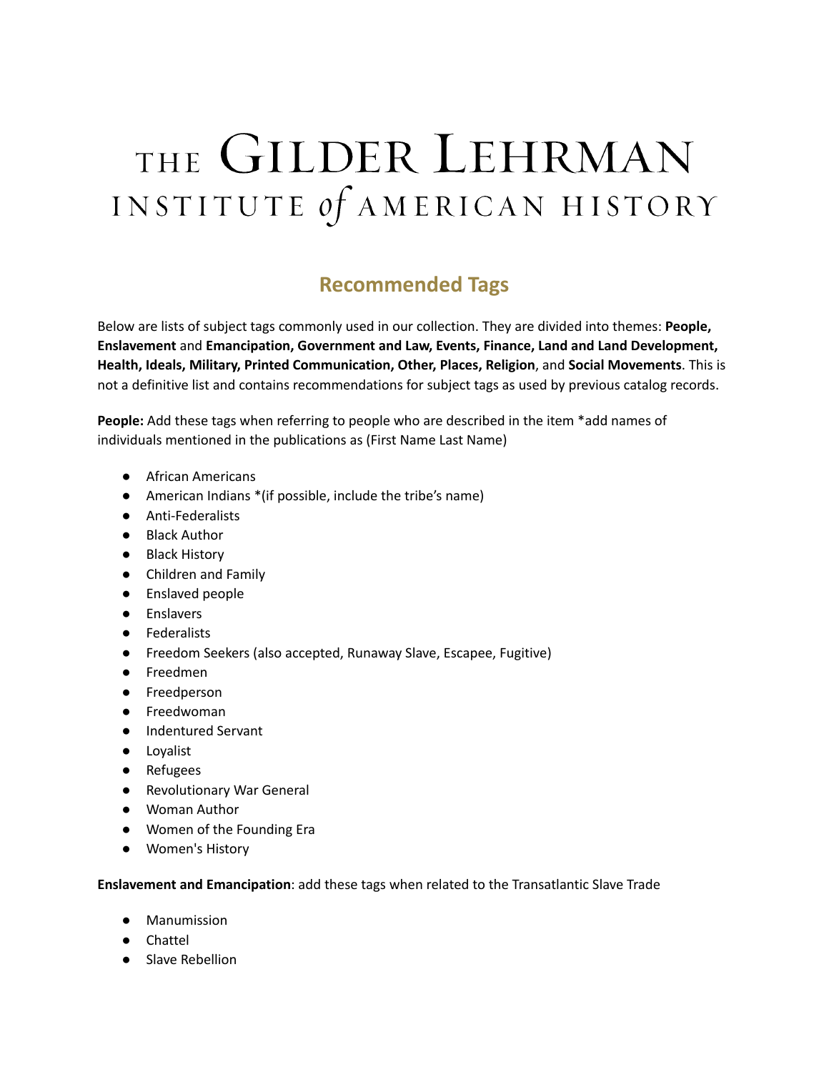# THE GILDER LEHRMAN INSTITUTE *of* AMERICAN HISTORY

## Recommended Tags

Below are lists of subject tags commonly used in our collection. They are divided into themes: **People, Enslavement** and **Emancipation, Government and Law, Events, Finance, Land and Land Development, Health, Ideals, Military, Printed Communication, Other, Places, Religion**, and **Social Movements**. This is not a definitive list and contains recommendations for subject tags as used by previous catalog records.

**People:** Add these tags when referring to people who are described in the item *add names of individuals mentioned in the publications as (First Name Last Name)

- African Americans
- American Indians *(if possible, include the tribe's name)
- Anti-Federalists
- Black Author
- Black History
- Children and Family
- Enslaved people
- Enslavers
- Federalists
- Freedom Seekers (also accepted, Runaway Slave, Escapee, Fugitive)
- Freedmen
- Freedperson
- Freedwoman
- Indentured Servant
- Loyalist
- Refugees
- Revolutionary War General
- Woman Author
- Women of the Founding Era
- Women's History

**Enslavement and Emancipation**: add these tags when related to the Transatlantic Slave Trade

- Manumission
- Chattel
- Slave Rebellion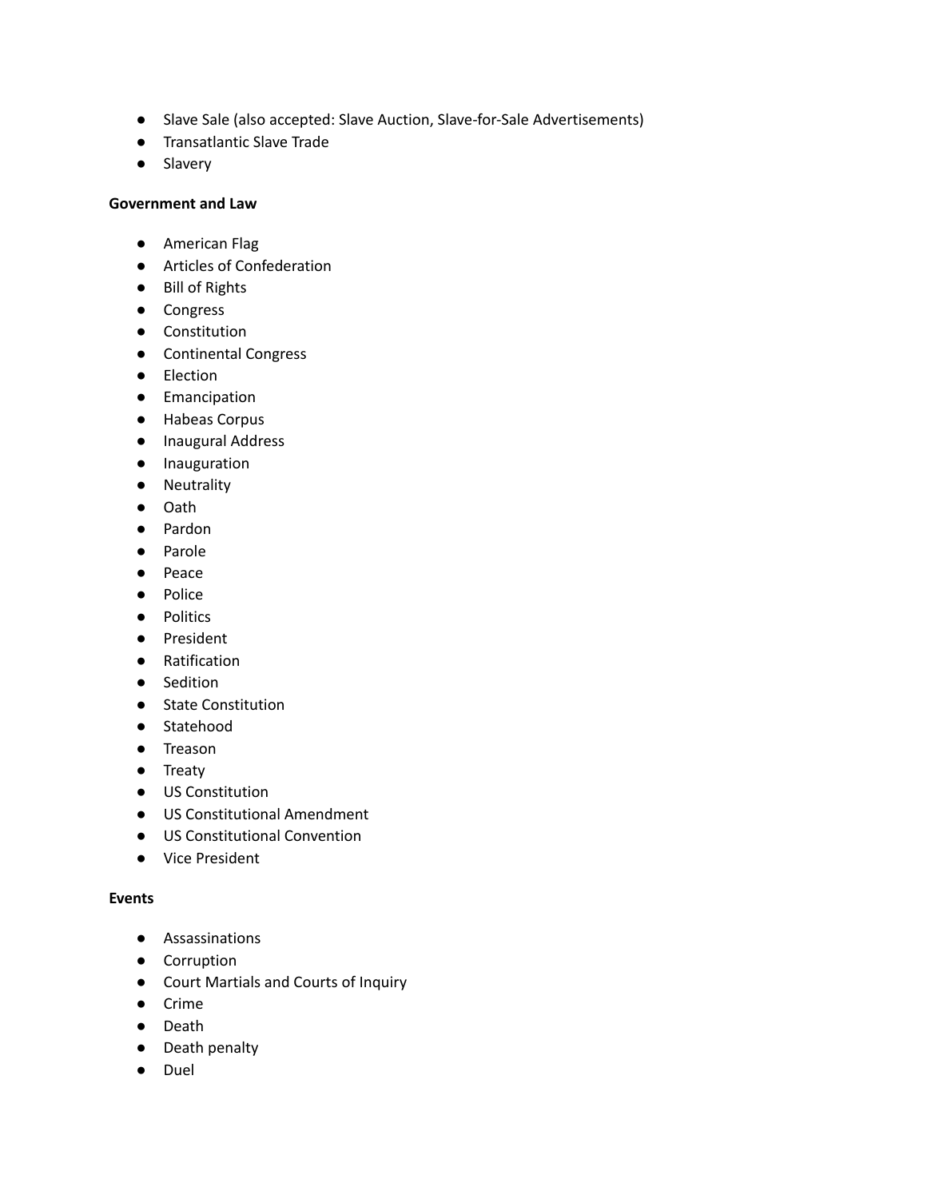- Slave Sale (also accepted: Slave Auction, Slave-for-Sale Advertisements)
- Transatlantic Slave Trade
- Slavery

**Government and Law**

- American Flag
- Articles of Confederation
- Bill of Rights
- Congress
- Constitution
- Continental Congress
- Election
- Emancipation
- Habeas Corpus
- Inaugural Address
- Inauguration
- Neutrality
- Oath
- Pardon
- Parole
- Peace
- Police
- Politics
- President
- Ratification
- Sedition
- State Constitution
- Statehood
- Treason
- Treaty
- US Constitution
- US Constitutional Amendment
- US Constitutional Convention
- Vice President

**Events**

- Assassinations
- Corruption
- Court Martials and Courts of Inquiry
- Crime
- Death
- Death penalty
- Duel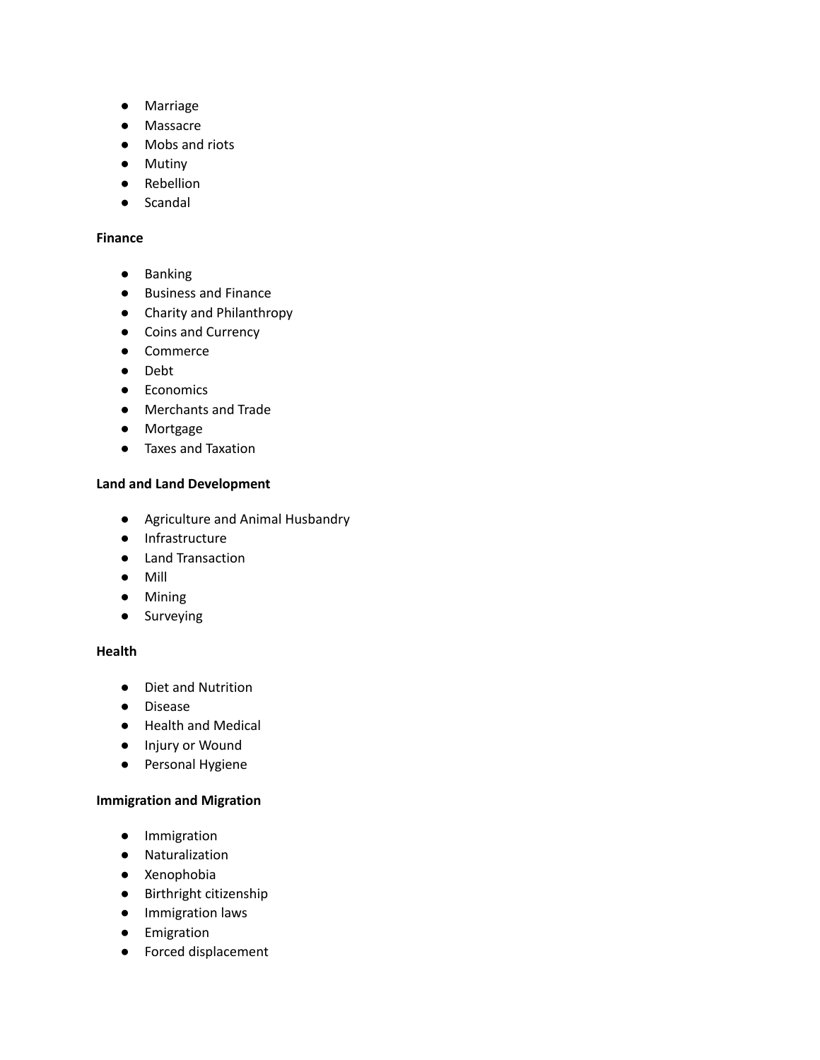- Marriage
- Massacre
- Mobs and riots
- Mutiny
- Rebellion
- Scandal

**Finance**

- Banking
- Business and Finance
- Charity and Philanthropy
- Coins and Currency
- Commerce
- Debt
- Economics
- Merchants and Trade
- Mortgage
- Taxes and Taxation

**Land and Land Development**

- Agriculture and Animal Husbandry
- Infrastructure
- Land Transaction
- Mill
- Mining
- Surveying

**Health**

- Diet and Nutrition
- Disease
- Health and Medical
- Injury or Wound
- Personal Hygiene

**Immigration and Migration**

- Immigration
- Naturalization
- Xenophobia
- Birthright citizenship
- Immigration laws
- Emigration
- Forced displacement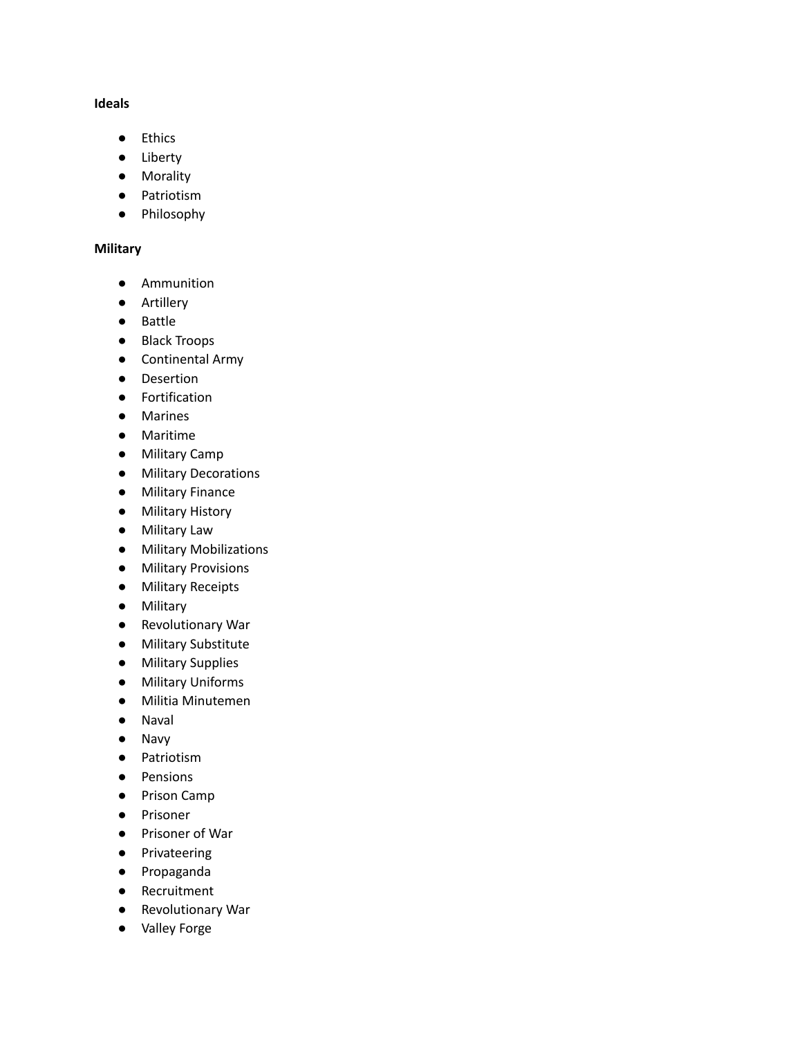**Ideals**

- Ethics
- Liberty
- Morality
- Patriotism
- Philosophy

**Military**

- Ammunition
- Artillery
- Battle
- Black Troops
- Continental Army
- Desertion
- Fortification
- Marines
- Maritime
- Military Camp
- Military Decorations
- Military Finance
- Military History
- Military Law
- Military Mobilizations
- Military Provisions
- Military Receipts
- Military
- Revolutionary War
- Military Substitute
- Military Supplies
- Military Uniforms
- Militia Minutemen
- Naval
- Navy
- Patriotism
- Pensions
- Prison Camp
- Prisoner
- Prisoner of War
- Privateering
- Propaganda
- Recruitment
- Revolutionary War
- Valley Forge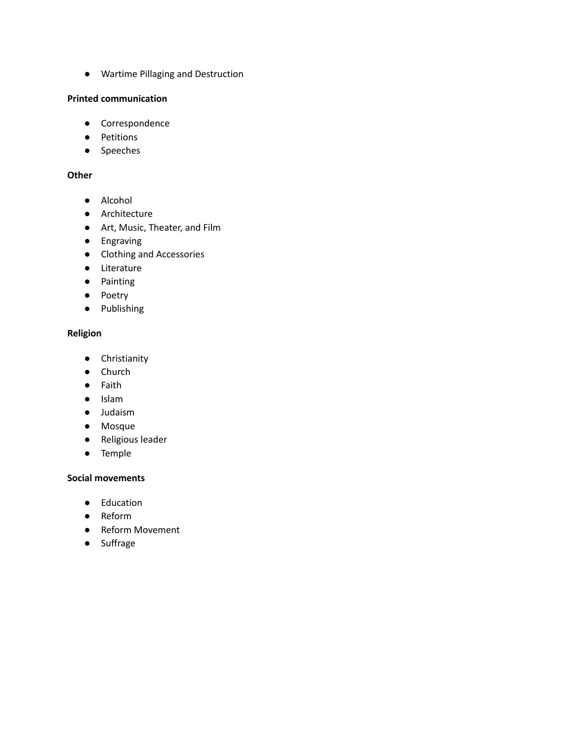- Wartime Pillaging and Destruction

**Printed communication**

- Correspondence
- Petitions
- Speeches

**Other**

- Alcohol
- Architecture
- Art, Music, Theater, and Film
- Engraving
- Clothing and Accessories
- Literature
- Painting
- Poetry
- Publishing

**Religion**

- Christianity
- Church
- Faith
- Islam
- Judaism
- Mosque
- Religious leader
- Temple

**Social movements**

- Education
- Reform
- Reform Movement
- Suffrage